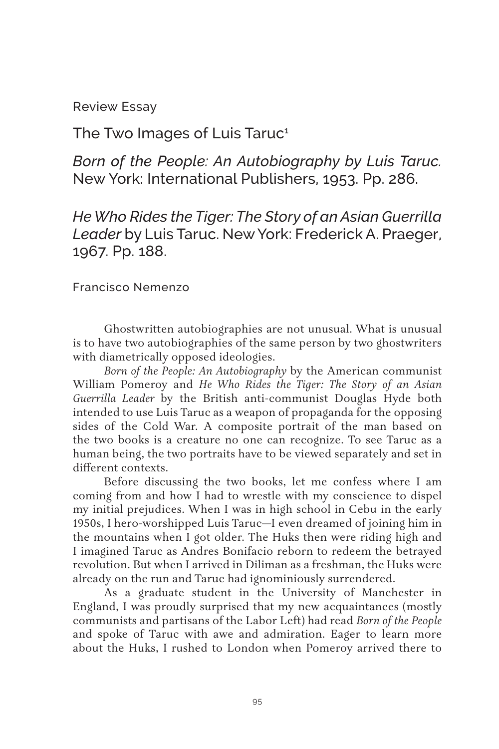Review Essay

# The Two Images of Luis Taruc[1]

## *Born of the People: An Autobiography by Luis Taruc.* New York: International Publishers, 1953. Pp. 286.

## *He Who Rides the Tiger: The Story of an Asian Guerrilla Leader* by Luis Taruc. New York: Frederick A. Praeger, 1967. Pp. 188.

Francisco Nemenzo

Ghostwritten autobiographies are not unusual. What is unusual is to have two autobiographies of the same person by two ghostwriters with diametrically opposed ideologies.

*Born of the People: An Autobiography* by the American communist William Pomeroy and *He Who Rides the Tiger: The Story of an Asian Guerrilla Leader* by the British anti-communist Douglas Hyde both intended to use Luis Taruc as a weapon of propaganda for the opposing sides of the Cold War. A composite portrait of the man based on the two books is a creature no one can recognize. To see Taruc as a human being, the two portraits have to be viewed separately and set in different contexts.

Before discussing the two books, let me confess where I am coming from and how I had to wrestle with my conscience to dispel my initial prejudices. When I was in high school in Cebu in the early 1950s, I hero-worshipped Luis Taruc—I even dreamed of joining him in the mountains when I got older. The Huks then were riding high and I imagined Taruc as Andres Bonifacio reborn to redeem the betrayed revolution. But when I arrived in Diliman as a freshman, the Huks were already on the run and Taruc had ignominiously surrendered.

As a graduate student in the University of Manchester in England, I was proudly surprised that my new acquaintances (mostly communists and partisans of the Labor Left) had read *Born of the People* and spoke of Taruc with awe and admiration. Eager to learn more about the Huks, I rushed to London when Pomeroy arrived there to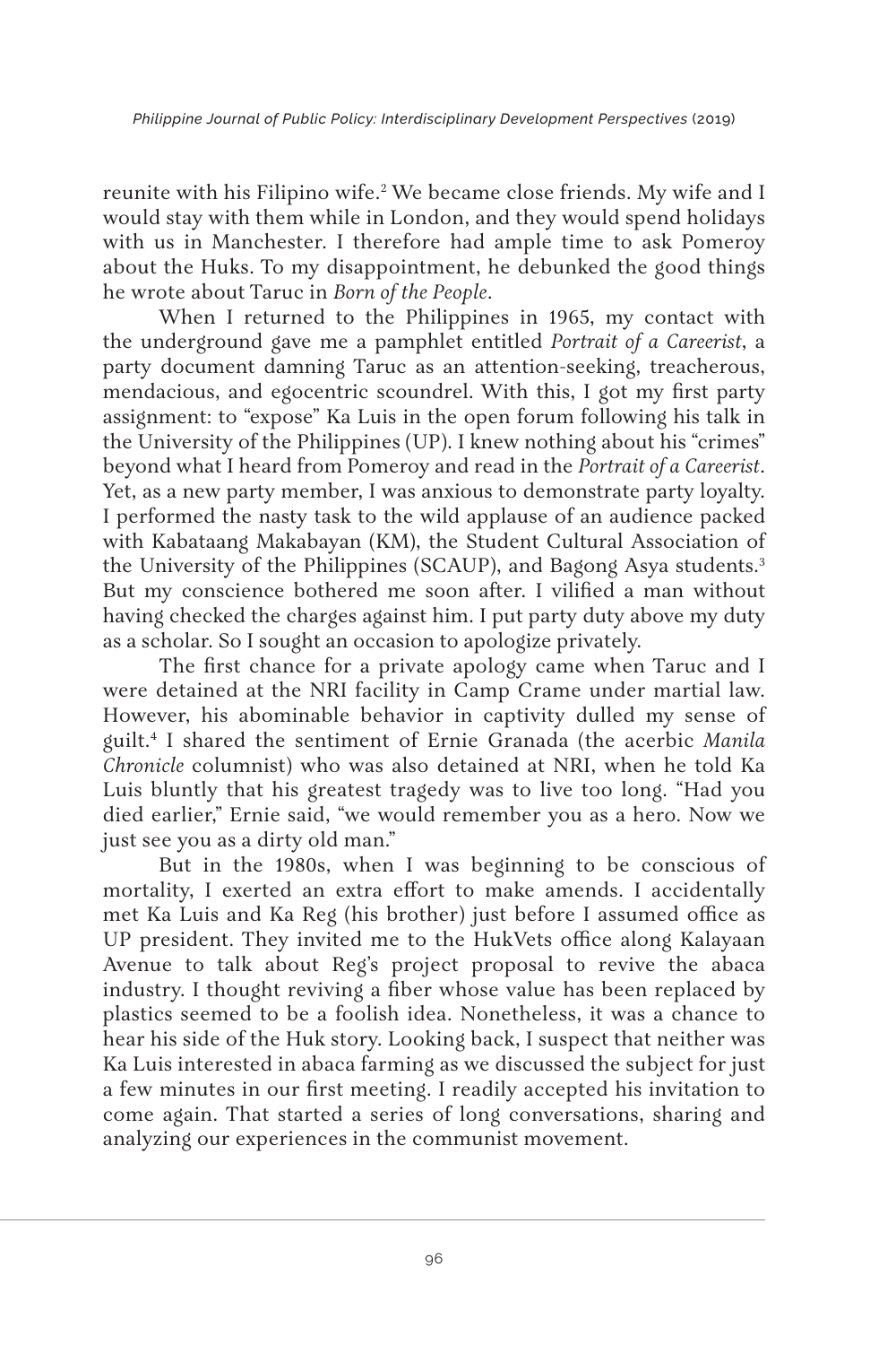reunite with his Filipino wife.[2] We became close friends. My wife and I would stay with them while in London, and they would spend holidays with us in Manchester. I therefore had ample time to ask Pomeroy about the Huks. To my disappointment, he debunked the good things he wrote about Taruc in *Born of the People*.

When I returned to the Philippines in 1965, my contact with the underground gave me a pamphlet entitled *Portrait of a Careerist*, a party document damning Taruc as an attention-seeking, treacherous, mendacious, and egocentric scoundrel. With this, I got my first party assignment: to "expose" Ka Luis in the open forum following his talk in the University of the Philippines (UP). I knew nothing about his "crimes" beyond what I heard from Pomeroy and read in the *Portrait of a Careerist*. Yet, as a new party member, I was anxious to demonstrate party loyalty. I performed the nasty task to the wild applause of an audience packed with Kabataang Makabayan (KM), the Student Cultural Association of the University of the Philippines (SCAUP), and Bagong Asya students.[3] But my conscience bothered me soon after. I vilified a man without having checked the charges against him. I put party duty above my duty as a scholar. So I sought an occasion to apologize privately.

The first chance for a private apology came when Taruc and I were detained at the NRI facility in Camp Crame under martial law. However, his abominable behavior in captivity dulled my sense of guilt.[4] I shared the sentiment of Ernie Granada (the acerbic *Manila Chronicle* columnist) who was also detained at NRI, when he told Ka Luis bluntly that his greatest tragedy was to live too long. "Had you died earlier," Ernie said, "we would remember you as a hero. Now we just see you as a dirty old man."

But in the 1980s, when I was beginning to be conscious of mortality, I exerted an extra effort to make amends. I accidentally met Ka Luis and Ka Reg (his brother) just before I assumed office as UP president. They invited me to the HukVets office along Kalayaan Avenue to talk about Reg's project proposal to revive the abaca industry. I thought reviving a fiber whose value has been replaced by plastics seemed to be a foolish idea. Nonetheless, it was a chance to hear his side of the Huk story. Looking back, I suspect that neither was Ka Luis interested in abaca farming as we discussed the subject for just a few minutes in our first meeting. I readily accepted his invitation to come again. That started a series of long conversations, sharing and analyzing our experiences in the communist movement.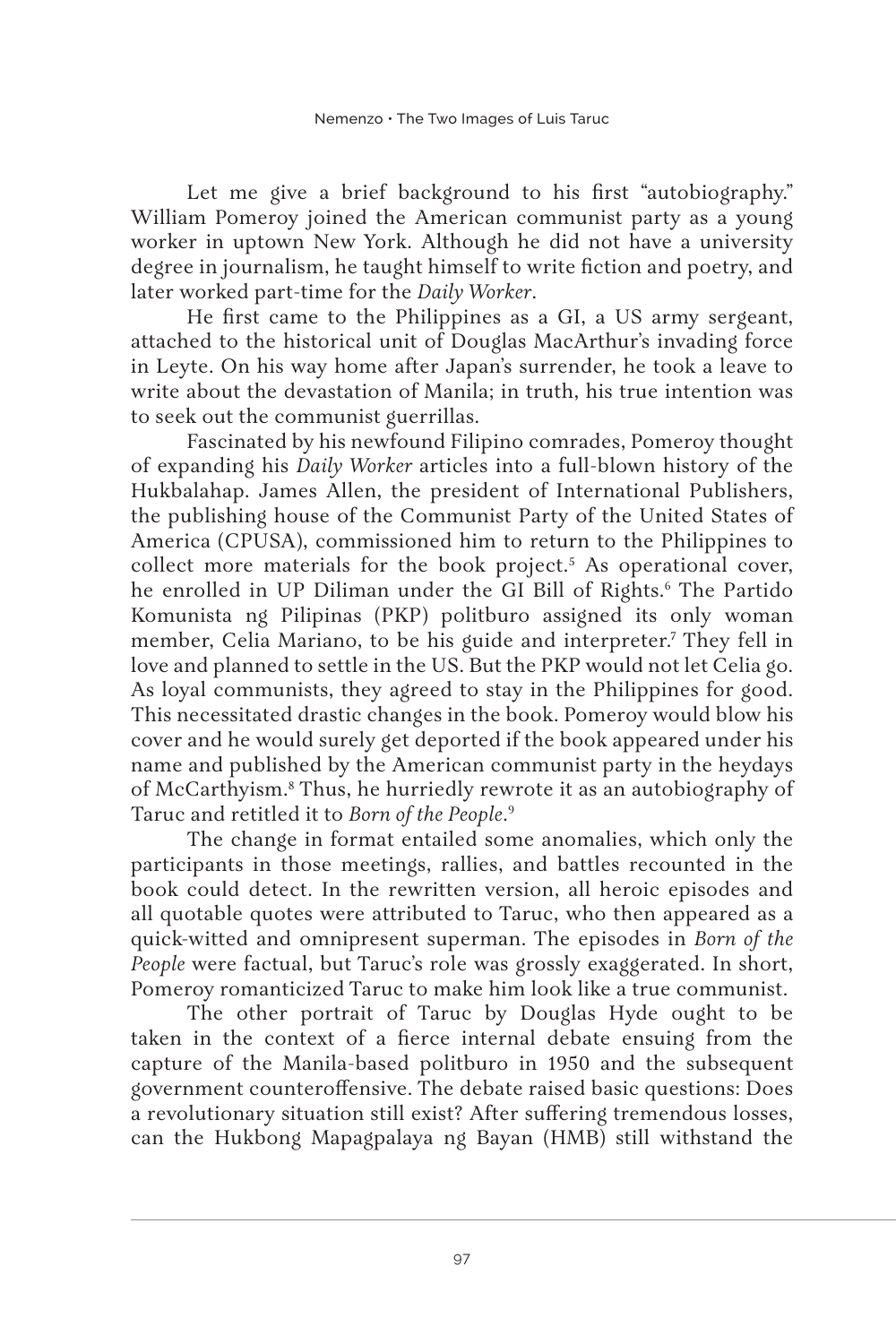Let me give a brief background to his first "autobiography." William Pomeroy joined the American communist party as a young worker in uptown New York. Although he did not have a university degree in journalism, he taught himself to write fiction and poetry, and later worked part-time for the *Daily Worker*.

He first came to the Philippines as a GI, a US army sergeant, attached to the historical unit of Douglas MacArthur's invading force in Leyte. On his way home after Japan's surrender, he took a leave to write about the devastation of Manila; in truth, his true intention was to seek out the communist guerrillas.

Fascinated by his newfound Filipino comrades, Pomeroy thought of expanding his *Daily Worker* articles into a full-blown history of the Hukbalahap. James Allen, the president of International Publishers, the publishing house of the Communist Party of the United States of America (CPUSA), commissioned him to return to the Philippines to collect more materials for the book project.[5] As operational cover, he enrolled in UP Diliman under the GI Bill of Rights.[6] The Partido Komunista ng Pilipinas (PKP) politburo assigned its only woman member, Celia Mariano, to be his guide and interpreter.[7] They fell in love and planned to settle in the US. But the PKP would not let Celia go. As loyal communists, they agreed to stay in the Philippines for good. This necessitated drastic changes in the book. Pomeroy would blow his cover and he would surely get deported if the book appeared under his name and published by the American communist party in the heydays of McCarthyism.[8] Thus, he hurriedly rewrote it as an autobiography of Taruc and retitled it to *Born of the People*.[9]

The change in format entailed some anomalies, which only the participants in those meetings, rallies, and battles recounted in the book could detect. In the rewritten version, all heroic episodes and all quotable quotes were attributed to Taruc, who then appeared as a quick-witted and omnipresent superman. The episodes in *Born of the People* were factual, but Taruc's role was grossly exaggerated. In short, Pomeroy romanticized Taruc to make him look like a true communist.

The other portrait of Taruc by Douglas Hyde ought to be taken in the context of a fierce internal debate ensuing from the capture of the Manila-based politburo in 1950 and the subsequent government counteroffensive. The debate raised basic questions: Does a revolutionary situation still exist? After suffering tremendous losses, can the Hukbong Mapagpalaya ng Bayan (HMB) still withstand the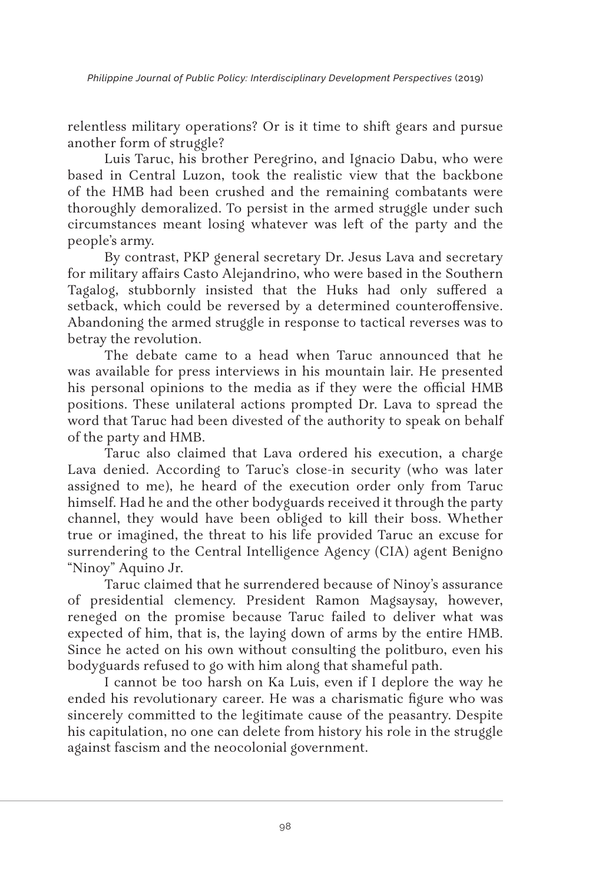relentless military operations? Or is it time to shift gears and pursue another form of struggle?

Luis Taruc, his brother Peregrino, and Ignacio Dabu, who were based in Central Luzon, took the realistic view that the backbone of the HMB had been crushed and the remaining combatants were thoroughly demoralized. To persist in the armed struggle under such circumstances meant losing whatever was left of the party and the people's army.

By contrast, PKP general secretary Dr. Jesus Lava and secretary for military affairs Casto Alejandrino, who were based in the Southern Tagalog, stubbornly insisted that the Huks had only suffered a setback, which could be reversed by a determined counteroffensive. Abandoning the armed struggle in response to tactical reverses was to betray the revolution.

The debate came to a head when Taruc announced that he was available for press interviews in his mountain lair. He presented his personal opinions to the media as if they were the official HMB positions. These unilateral actions prompted Dr. Lava to spread the word that Taruc had been divested of the authority to speak on behalf of the party and HMB.

Taruc also claimed that Lava ordered his execution, a charge Lava denied. According to Taruc's close-in security (who was later assigned to me), he heard of the execution order only from Taruc himself. Had he and the other bodyguards received it through the party channel, they would have been obliged to kill their boss. Whether true or imagined, the threat to his life provided Taruc an excuse for surrendering to the Central Intelligence Agency (CIA) agent Benigno "Ninoy" Aquino Jr.

Taruc claimed that he surrendered because of Ninoy's assurance of presidential clemency. President Ramon Magsaysay, however, reneged on the promise because Taruc failed to deliver what was expected of him, that is, the laying down of arms by the entire HMB. Since he acted on his own without consulting the politburo, even his bodyguards refused to go with him along that shameful path.

I cannot be too harsh on Ka Luis, even if I deplore the way he ended his revolutionary career. He was a charismatic figure who was sincerely committed to the legitimate cause of the peasantry. Despite his capitulation, no one can delete from history his role in the struggle against fascism and the neocolonial government.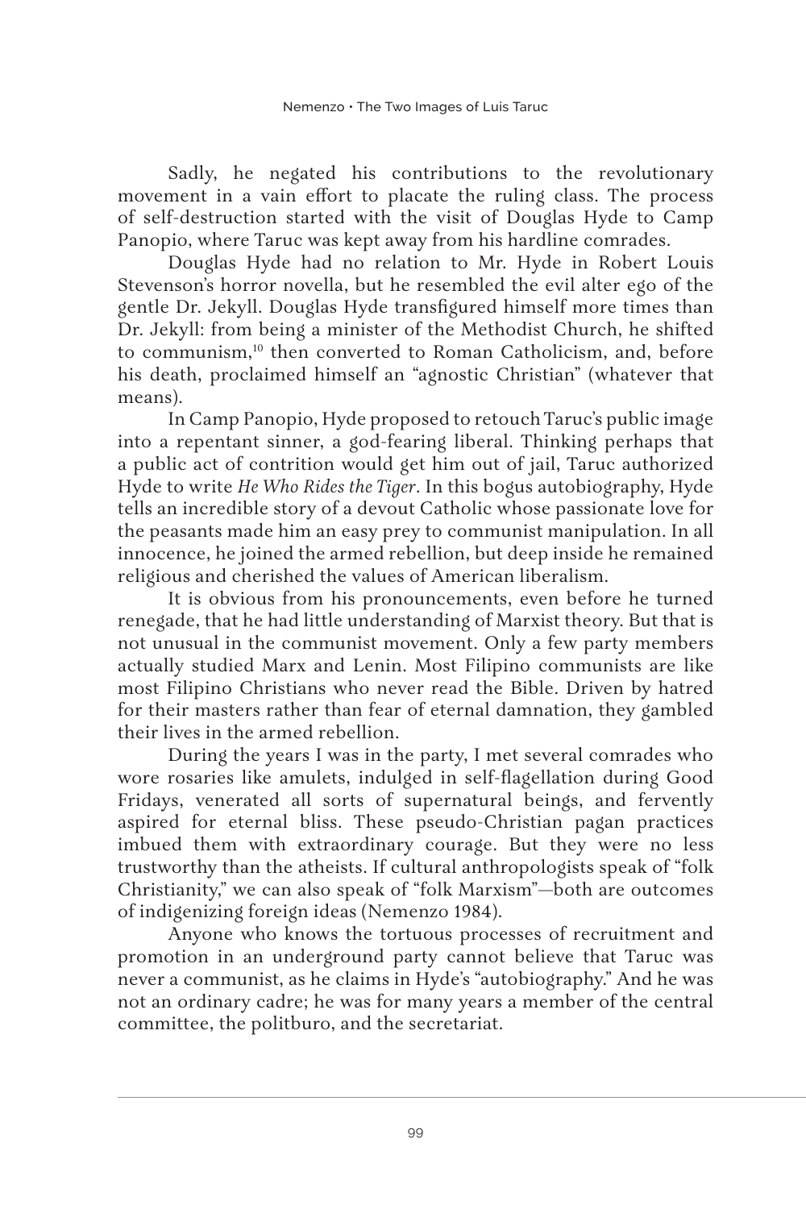Sadly, he negated his contributions to the revolutionary movement in a vain effort to placate the ruling class. The process of self-destruction started with the visit of Douglas Hyde to Camp Panopio, where Taruc was kept away from his hardline comrades.

Douglas Hyde had no relation to Mr. Hyde in Robert Louis Stevenson's horror novella, but he resembled the evil alter ego of the gentle Dr. Jekyll. Douglas Hyde transfigured himself more times than Dr. Jekyll: from being a minister of the Methodist Church, he shifted to communism,[10] then converted to Roman Catholicism, and, before his death, proclaimed himself an "agnostic Christian" (whatever that means).

In Camp Panopio, Hyde proposed to retouch Taruc's public image into a repentant sinner, a god-fearing liberal. Thinking perhaps that a public act of contrition would get him out of jail, Taruc authorized Hyde to write *He Who Rides the Tiger*. In this bogus autobiography, Hyde tells an incredible story of a devout Catholic whose passionate love for the peasants made him an easy prey to communist manipulation. In all innocence, he joined the armed rebellion, but deep inside he remained religious and cherished the values of American liberalism.

It is obvious from his pronouncements, even before he turned renegade, that he had little understanding of Marxist theory. But that is not unusual in the communist movement. Only a few party members actually studied Marx and Lenin. Most Filipino communists are like most Filipino Christians who never read the Bible. Driven by hatred for their masters rather than fear of eternal damnation, they gambled their lives in the armed rebellion.

During the years I was in the party, I met several comrades who wore rosaries like amulets, indulged in self-flagellation during Good Fridays, venerated all sorts of supernatural beings, and fervently aspired for eternal bliss. These pseudo-Christian pagan practices imbued them with extraordinary courage. But they were no less trustworthy than the atheists. If cultural anthropologists speak of "folk Christianity," we can also speak of "folk Marxism"—both are outcomes of indigenizing foreign ideas (Nemenzo 1984).

Anyone who knows the tortuous processes of recruitment and promotion in an underground party cannot believe that Taruc was never a communist, as he claims in Hyde's "autobiography." And he was not an ordinary cadre; he was for many years a member of the central committee, the politburo, and the secretariat.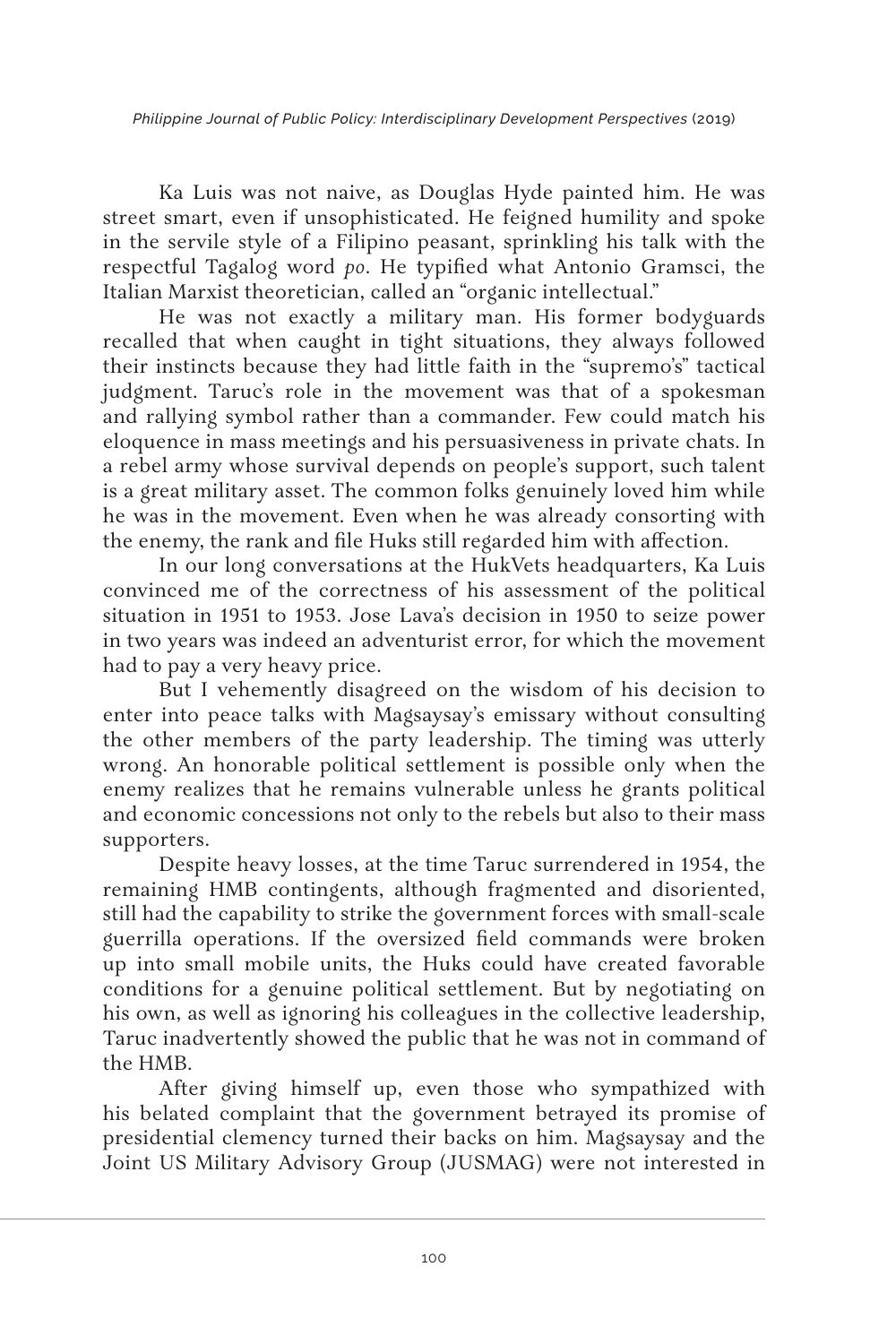Ka Luis was not naive, as Douglas Hyde painted him. He was street smart, even if unsophisticated. He feigned humility and spoke in the servile style of a Filipino peasant, sprinkling his talk with the respectful Tagalog word *po*. He typified what Antonio Gramsci, the Italian Marxist theoretician, called an "organic intellectual."

He was not exactly a military man. His former bodyguards recalled that when caught in tight situations, they always followed their instincts because they had little faith in the "supremo's" tactical judgment. Taruc's role in the movement was that of a spokesman and rallying symbol rather than a commander. Few could match his eloquence in mass meetings and his persuasiveness in private chats. In a rebel army whose survival depends on people's support, such talent is a great military asset. The common folks genuinely loved him while he was in the movement. Even when he was already consorting with the enemy, the rank and file Huks still regarded him with affection.

In our long conversations at the HukVets headquarters, Ka Luis convinced me of the correctness of his assessment of the political situation in 1951 to 1953. Jose Lava's decision in 1950 to seize power in two years was indeed an adventurist error, for which the movement had to pay a very heavy price.

But I vehemently disagreed on the wisdom of his decision to enter into peace talks with Magsaysay's emissary without consulting the other members of the party leadership. The timing was utterly wrong. An honorable political settlement is possible only when the enemy realizes that he remains vulnerable unless he grants political and economic concessions not only to the rebels but also to their mass supporters.

Despite heavy losses, at the time Taruc surrendered in 1954, the remaining HMB contingents, although fragmented and disoriented, still had the capability to strike the government forces with small-scale guerrilla operations. If the oversized field commands were broken up into small mobile units, the Huks could have created favorable conditions for a genuine political settlement. But by negotiating on his own, as well as ignoring his colleagues in the collective leadership, Taruc inadvertently showed the public that he was not in command of the HMB.

After giving himself up, even those who sympathized with his belated complaint that the government betrayed its promise of presidential clemency turned their backs on him. Magsaysay and the Joint US Military Advisory Group (JUSMAG) were not interested in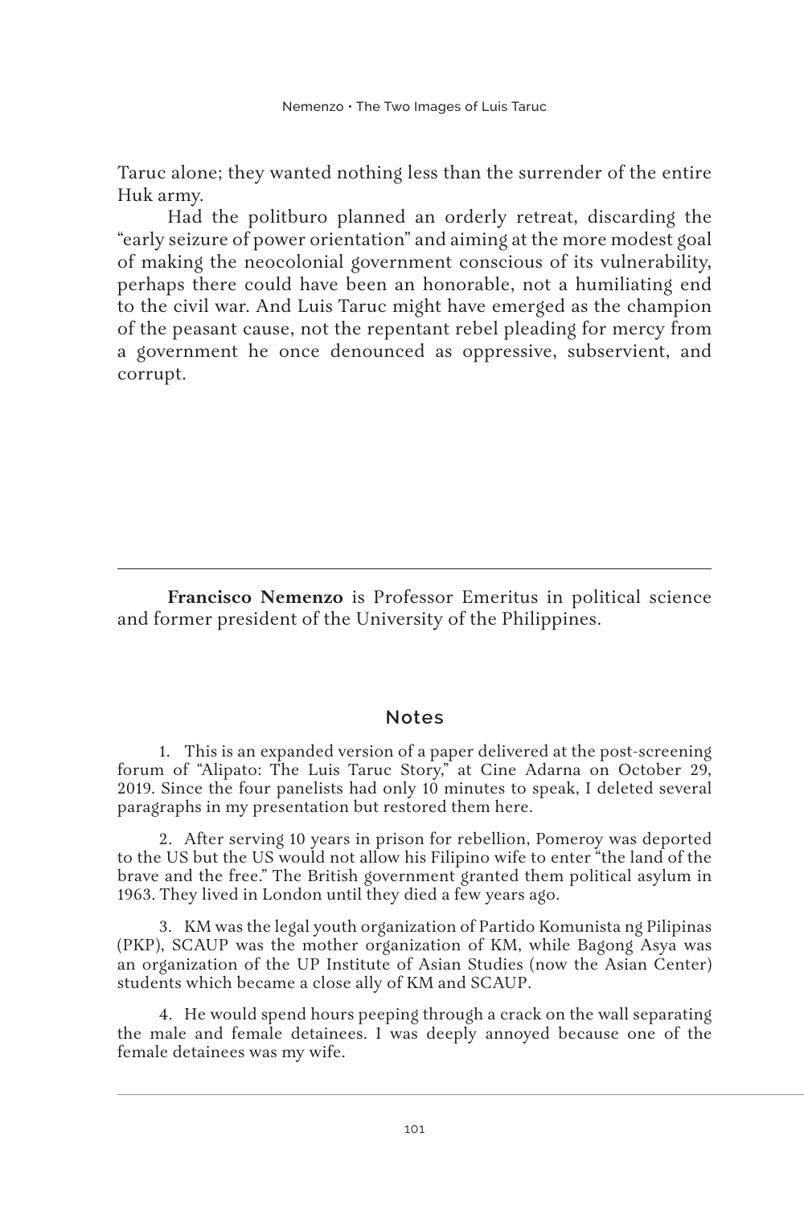Taruc alone; they wanted nothing less than the surrender of the entire Huk army.

Had the politburo planned an orderly retreat, discarding the "early seizure of power orientation" and aiming at the more modest goal of making the neocolonial government conscious of its vulnerability, perhaps there could have been an honorable, not a humiliating end to the civil war. And Luis Taruc might have emerged as the champion of the peasant cause, not the repentant rebel pleading for mercy from a government he once denounced as oppressive, subservient, and corrupt.

---

**Francisco Nemenzo** is Professor Emeritus in political science and former president of the University of the Philippines.

## Notes

1. This is an expanded version of a paper delivered at the post-screening forum of "Alipato: The Luis Taruc Story," at Cine Adarna on October 29, 2019. Since the four panelists had only 10 minutes to speak, I deleted several paragraphs in my presentation but restored them here.

2. After serving 10 years in prison for rebellion, Pomeroy was deported to the US but the US would not allow his Filipino wife to enter "the land of the brave and the free." The British government granted them political asylum in 1963. They lived in London until they died a few years ago.

3. KM was the legal youth organization of Partido Komunista ng Pilipinas (PKP), SCAUP was the mother organization of KM, while Bagong Asya was an organization of the UP Institute of Asian Studies (now the Asian Center) students which became a close ally of KM and SCAUP.

4. He would spend hours peeping through a crack on the wall separating the male and female detainees. I was deeply annoyed because one of the female detainees was my wife.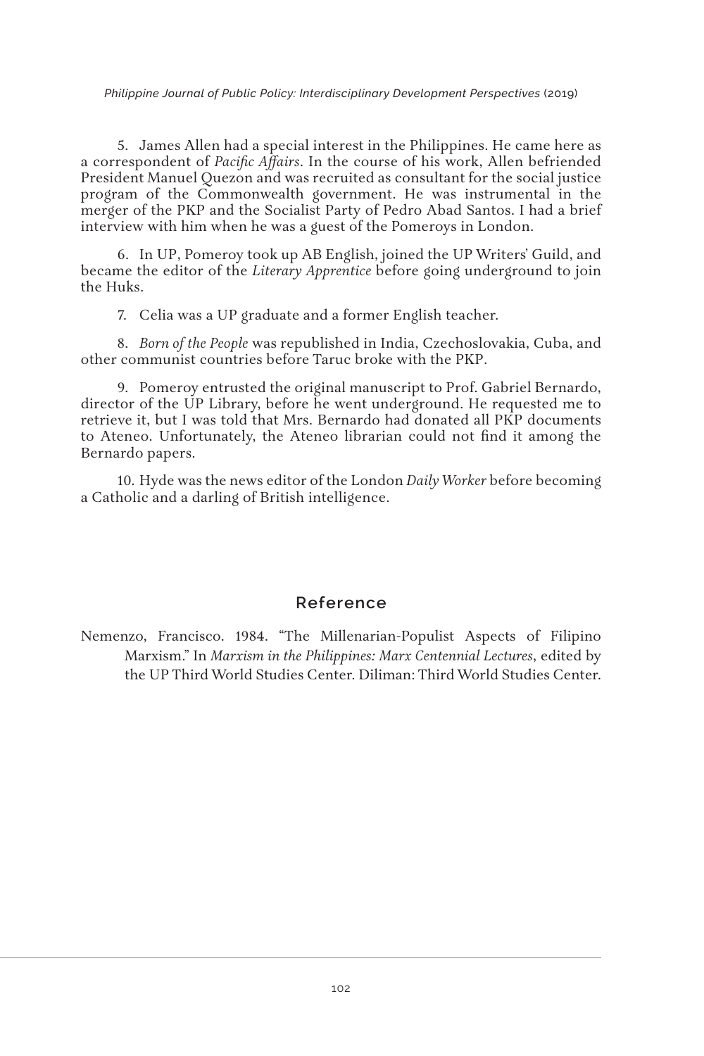5. James Allen had a special interest in the Philippines. He came here as a correspondent of *Pacific Affairs*. In the course of his work, Allen befriended President Manuel Quezon and was recruited as consultant for the social justice program of the Commonwealth government. He was instrumental in the merger of the PKP and the Socialist Party of Pedro Abad Santos. I had a brief interview with him when he was a guest of the Pomeroys in London.

6. In UP, Pomeroy took up AB English, joined the UP Writers' Guild, and became the editor of the *Literary Apprentice* before going underground to join the Huks.

7. Celia was a UP graduate and a former English teacher.

8. *Born of the People* was republished in India, Czechoslovakia, Cuba, and other communist countries before Taruc broke with the PKP.

9. Pomeroy entrusted the original manuscript to Prof. Gabriel Bernardo, director of the UP Library, before he went underground. He requested me to retrieve it, but I was told that Mrs. Bernardo had donated all PKP documents to Ateneo. Unfortunately, the Ateneo librarian could not find it among the Bernardo papers.

10. Hyde was the news editor of the London *Daily Worker* before becoming a Catholic and a darling of British intelligence.

## Reference

Nemenzo, Francisco. 1984. "The Millenarian-Populist Aspects of Filipino Marxism." In *Marxism in the Philippines: Marx Centennial Lectures*, edited by the UP Third World Studies Center. Diliman: Third World Studies Center.